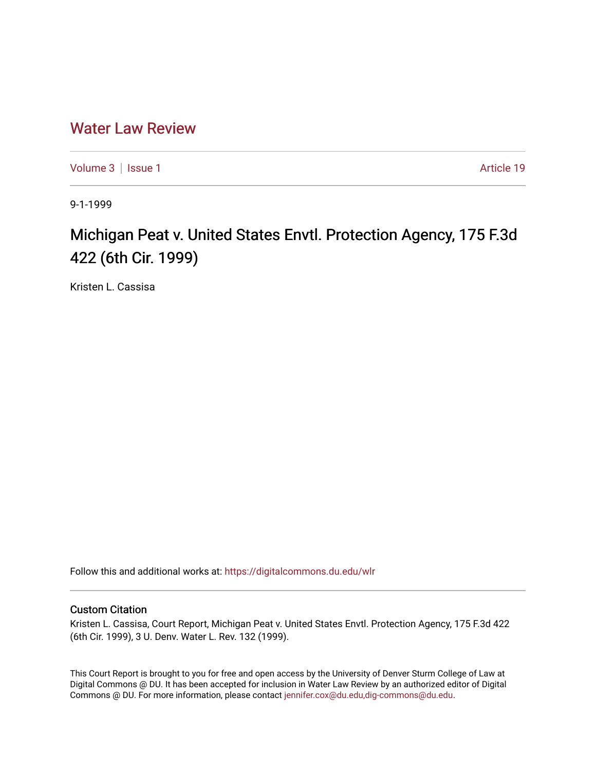# Water Law Review

Volume 3 | Issue 1 Article 19

9-1-1999

## Michigan Peat v. United States Envtl. Protection Agency, 175 F.3d 422 (6th Cir. 1999)

Kristen L. Cassisa

Follow this and additional works at: https://digitalcommons.du.edu/wlr

### Custom Citation

Kristen L. Cassisa, Court Report, Michigan Peat v. United States Envtl. Protection Agency, 175 F.3d 422 (6th Cir. 1999), 3 U. Denv. Water L. Rev. 132 (1999).

This Court Report is brought to you for free and open access by the University of Denver Sturm College of Law at Digital Commons @ DU. It has been accepted for inclusion in Water Law Review by an authorized editor of Digital Commons @ DU. For more information, please contact jennifer.cox@du.edu,dig-commons@du.edu.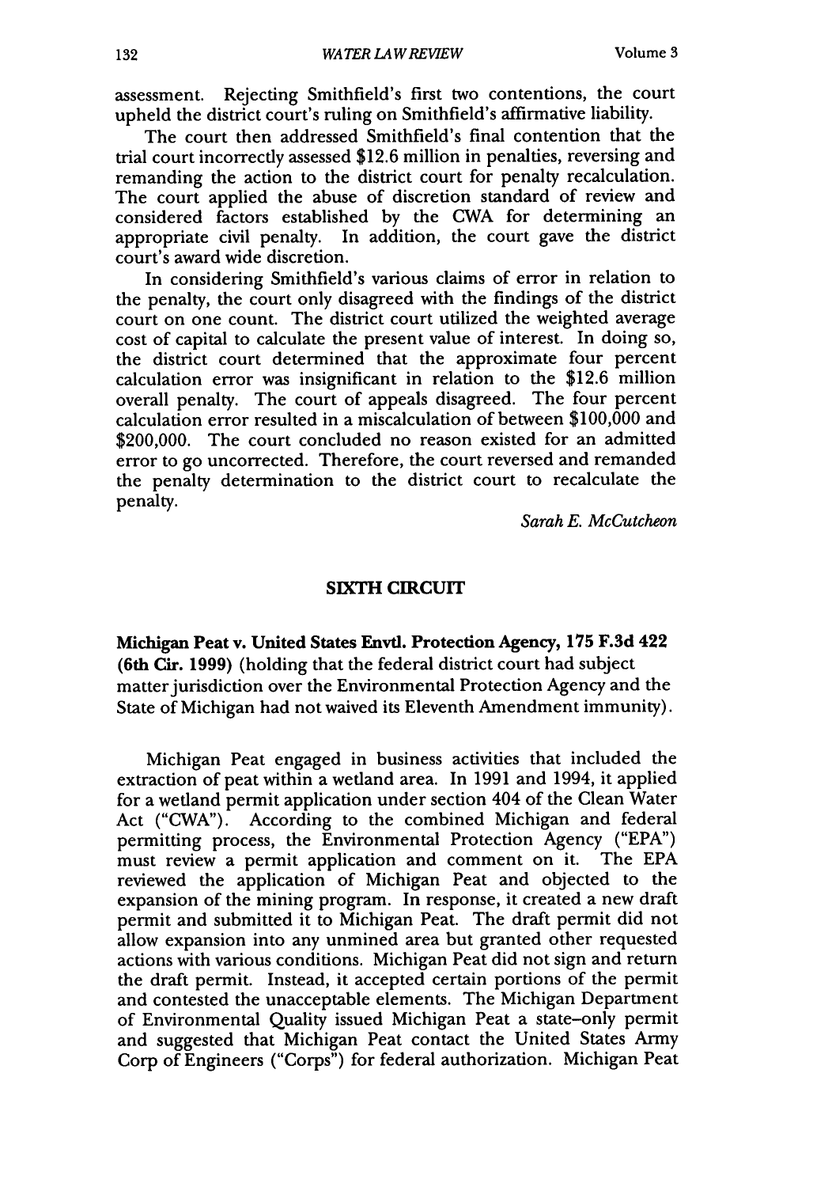assessment. Rejecting Smithfield's first two contentions, the court upheld the district court's ruling on Smithfield's affirmative liability.

The court then addressed Smithfield's final contention that the trial court incorrectly assessed $12.6 million in penalties, reversing and remanding the action to the district court for penalty recalculation. The court applied the abuse of discretion standard of review and considered factors established by the CWA for determining an appropriate civil penalty. In addition, the court gave the district court's award wide discretion.

In considering Smithfield's various claims of error in relation to the penalty, the court only disagreed with the findings of the district court on one count. The district court utilized the weighted average cost of capital to calculate the present value of interest. In doing so, the district court determined that the approximate four percent calculation error was insignificant in relation to the $12.6 million overall penalty. The court of appeals disagreed. The four percent calculation error resulted in a miscalculation of between $100,000 and $200,000. The court concluded no reason existed for an admitted error to go uncorrected. Therefore, the court reversed and remanded the penalty determination to the district court to recalculate the penalty.

*Sarah E. McCutcheon*

## SIXTH CIRCUIT

**Michigan Peat v. United States Envtl. Protection Agency, 175 F.3d 422 (6th Cir. 1999)** (holding that the federal district court had subject matter jurisdiction over the Environmental Protection Agency and the State of Michigan had not waived its Eleventh Amendment immunity).

Michigan Peat engaged in business activities that included the extraction of peat within a wetland area. In 1991 and 1994, it applied for a wetland permit application under section 404 of the Clean Water Act ("CWA"). According to the combined Michigan and federal permitting process, the Environmental Protection Agency ("EPA") must review a permit application and comment on it. The EPA reviewed the application of Michigan Peat and objected to the expansion of the mining program. In response, it created a new draft permit and submitted it to Michigan Peat. The draft permit did not allow expansion into any unmined area but granted other requested actions with various conditions. Michigan Peat did not sign and return the draft permit. Instead, it accepted certain portions of the permit and contested the unacceptable elements. The Michigan Department of Environmental Quality issued Michigan Peat a state-only permit and suggested that Michigan Peat contact the United States Army Corp of Engineers ("Corps") for federal authorization. Michigan Peat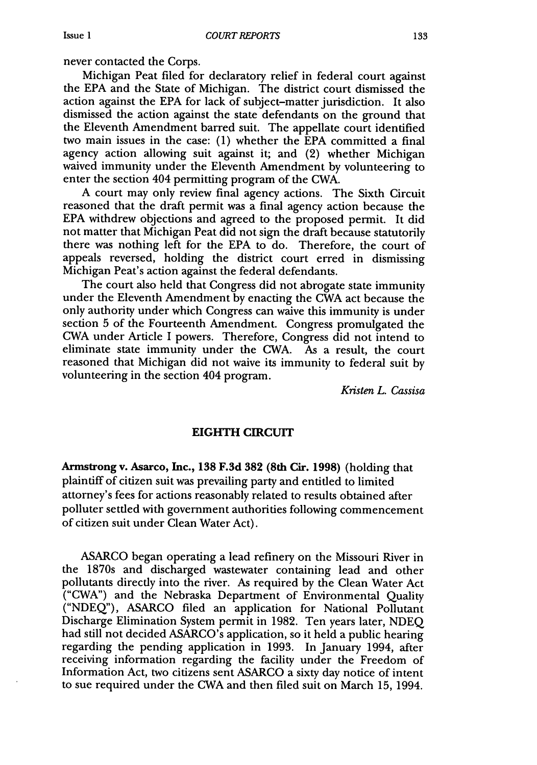never contacted the Corps.

Michigan Peat filed for declaratory relief in federal court against the EPA and the State of Michigan. The district court dismissed the action against the EPA for lack of subject-matter jurisdiction. It also dismissed the action against the state defendants on the ground that the Eleventh Amendment barred suit. The appellate court identified two main issues in the case: (1) whether the EPA committed a final agency action allowing suit against it; and (2) whether Michigan waived immunity under the Eleventh Amendment by volunteering to enter the section 404 permitting program of the CWA.

A court may only review final agency actions. The Sixth Circuit reasoned that the draft permit was a final agency action because the EPA withdrew objections and agreed to the proposed permit. It did not matter that Michigan Peat did not sign the draft because statutorily there was nothing left for the EPA to do. Therefore, the court of appeals reversed, holding the district court erred in dismissing Michigan Peat's action against the federal defendants.

The court also held that Congress did not abrogate state immunity under the Eleventh Amendment by enacting the CWA act because the only authority under which Congress can waive this immunity is under section 5 of the Fourteenth Amendment. Congress promulgated the CWA under Article I powers. Therefore, Congress did not intend to eliminate state immunity under the CWA. As a result, the court reasoned that Michigan did not waive its immunity to federal suit by volunteering in the section 404 program.

*Kristen L. Cassisa*

## EIGHTH CIRCUIT

**Armstrong v. Asarco, Inc., 138 F.3d 382 (8th Cir. 1998)** (holding that plaintiff of citizen suit was prevailing party and entitled to limited attorney's fees for actions reasonably related to results obtained after polluter settled with government authorities following commencement of citizen suit under Clean Water Act).

ASARCO began operating a lead refinery on the Missouri River in the 1870s and discharged wastewater containing lead and other pollutants directly into the river. As required by the Clean Water Act ("CWA") and the Nebraska Department of Environmental Quality ("NDEQ"), ASARCO filed an application for National Pollutant Discharge Elimination System permit in 1982. Ten years later, NDEQ had still not decided ASARCO's application, so it held a public hearing regarding the pending application in 1993. In January 1994, after receiving information regarding the facility under the Freedom of Information Act, two citizens sent ASARCO a sixty day notice of intent to sue required under the CWA and then filed suit on March 15, 1994.